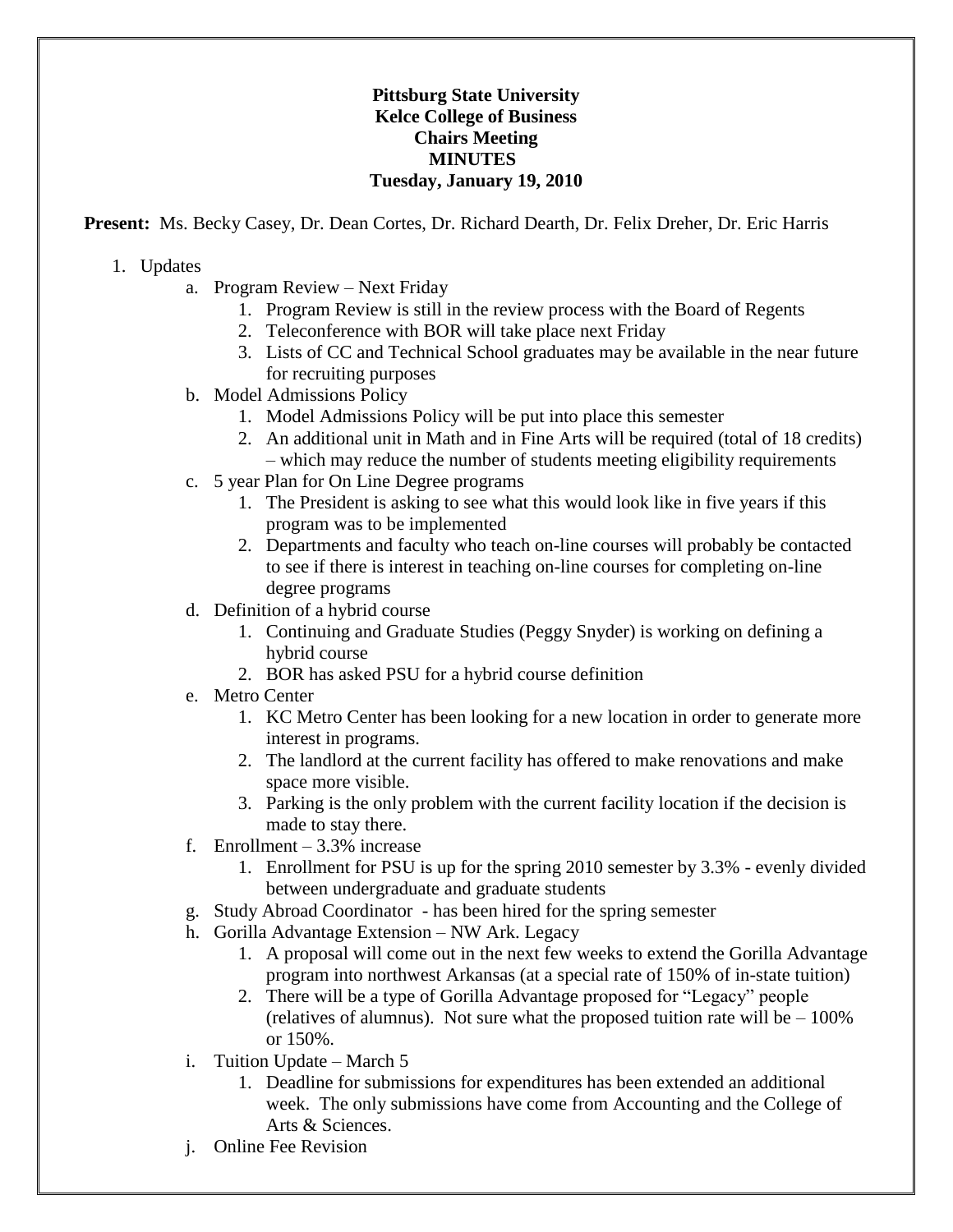**Pittsburg State University**
**Kelce College of Business**
**Chairs Meeting**
**MINUTES**
**Tuesday, January 19, 2010**

**Present:** Ms. Becky Casey, Dr. Dean Cortes, Dr. Richard Dearth, Dr. Felix Dreher, Dr. Eric Harris

1. Updates
   a. Program Review – Next Friday
      1. Program Review is still in the review process with the Board of Regents
      2. Teleconference with BOR will take place next Friday
      3. Lists of CC and Technical School graduates may be available in the near future for recruiting purposes

   b. Model Admissions Policy
      1. Model Admissions Policy will be put into place this semester
      2. An additional unit in Math and in Fine Arts will be required (total of 18 credits) – which may reduce the number of students meeting eligibility requirements

   c. 5 year Plan for On Line Degree programs
      1. The President is asking to see what this would look like in five years if this program was to be implemented
      2. Departments and faculty who teach on-line courses will probably be contacted to see if there is interest in teaching on-line courses for completing on-line degree programs

   d. Definition of a hybrid course
      1. Continuing and Graduate Studies (Peggy Snyder) is working on defining a hybrid course
      2. BOR has asked PSU for a hybrid course definition

   e. Metro Center
      1. KC Metro Center has been looking for a new location in order to generate more interest in programs.
      2. The landlord at the current facility has offered to make renovations and make space more visible.
      3. Parking is the only problem with the current facility location if the decision is made to stay there.

   f. Enrollment – 3.3% increase
      1. Enrollment for PSU is up for the spring 2010 semester by 3.3% - evenly divided between undergraduate and graduate students

   g. Study Abroad Coordinator - has been hired for the spring semester

   h. Gorilla Advantage Extension – NW Ark. Legacy
      1. A proposal will come out in the next few weeks to extend the Gorilla Advantage program into northwest Arkansas (at a special rate of 150% of in-state tuition)
      2. There will be a type of Gorilla Advantage proposed for "Legacy" people (relatives of alumnus). Not sure what the proposed tuition rate will be – 100% or 150%.

   i. Tuition Update – March 5
      1. Deadline for submissions for expenditures has been extended an additional week. The only submissions have come from Accounting and the College of Arts & Sciences.

   j. Online Fee Revision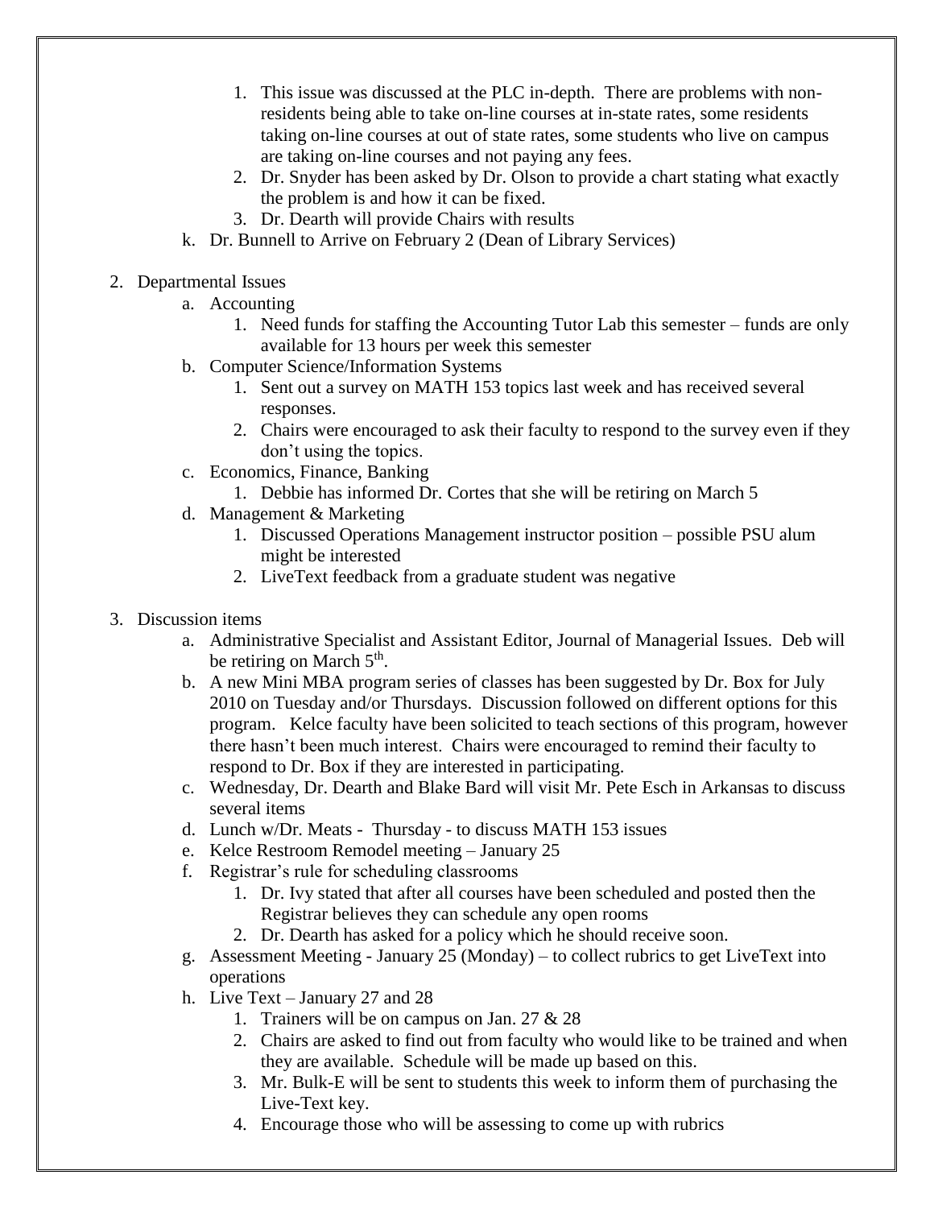1. This issue was discussed at the PLC in-depth. There are problems with non-residents being able to take on-line courses at in-state rates, some residents taking on-line courses at out of state rates, some students who live on campus are taking on-line courses and not paying any fees.
2. Dr. Snyder has been asked by Dr. Olson to provide a chart stating what exactly the problem is and how it can be fixed.
3. Dr. Dearth will provide Chairs with results

k. Dr. Bunnell to Arrive on February 2 (Dean of Library Services)

2. Departmental Issues
   a. Accounting
      1. Need funds for staffing the Accounting Tutor Lab this semester – funds are only available for 13 hours per week this semester
   b. Computer Science/Information Systems
      1. Sent out a survey on MATH 153 topics last week and has received several responses.
      2. Chairs were encouraged to ask their faculty to respond to the survey even if they don't using the topics.
   c. Economics, Finance, Banking
      1. Debbie has informed Dr. Cortes that she will be retiring on March 5
   d. Management & Marketing
      1. Discussed Operations Management instructor position – possible PSU alum might be interested
      2. LiveText feedback from a graduate student was negative

3. Discussion items
   a. Administrative Specialist and Assistant Editor, Journal of Managerial Issues. Deb will be retiring on March 5th.
   b. A new Mini MBA program series of classes has been suggested by Dr. Box for July 2010 on Tuesday and/or Thursdays. Discussion followed on different options for this program. Kelce faculty have been solicited to teach sections of this program, however there hasn't been much interest. Chairs were encouraged to remind their faculty to respond to Dr. Box if they are interested in participating.
   c. Wednesday, Dr. Dearth and Blake Bard will visit Mr. Pete Esch in Arkansas to discuss several items
   d. Lunch w/Dr. Meats - Thursday - to discuss MATH 153 issues
   e. Kelce Restroom Remodel meeting – January 25
   f. Registrar's rule for scheduling classrooms
      1. Dr. Ivy stated that after all courses have been scheduled and posted then the Registrar believes they can schedule any open rooms
      2. Dr. Dearth has asked for a policy which he should receive soon.
   g. Assessment Meeting - January 25 (Monday) – to collect rubrics to get LiveText into operations
   h. Live Text – January 27 and 28
      1. Trainers will be on campus on Jan. 27 & 28
      2. Chairs are asked to find out from faculty who would like to be trained and when they are available. Schedule will be made up based on this.
      3. Mr. Bulk-E will be sent to students this week to inform them of purchasing the Live-Text key.
      4. Encourage those who will be assessing to come up with rubrics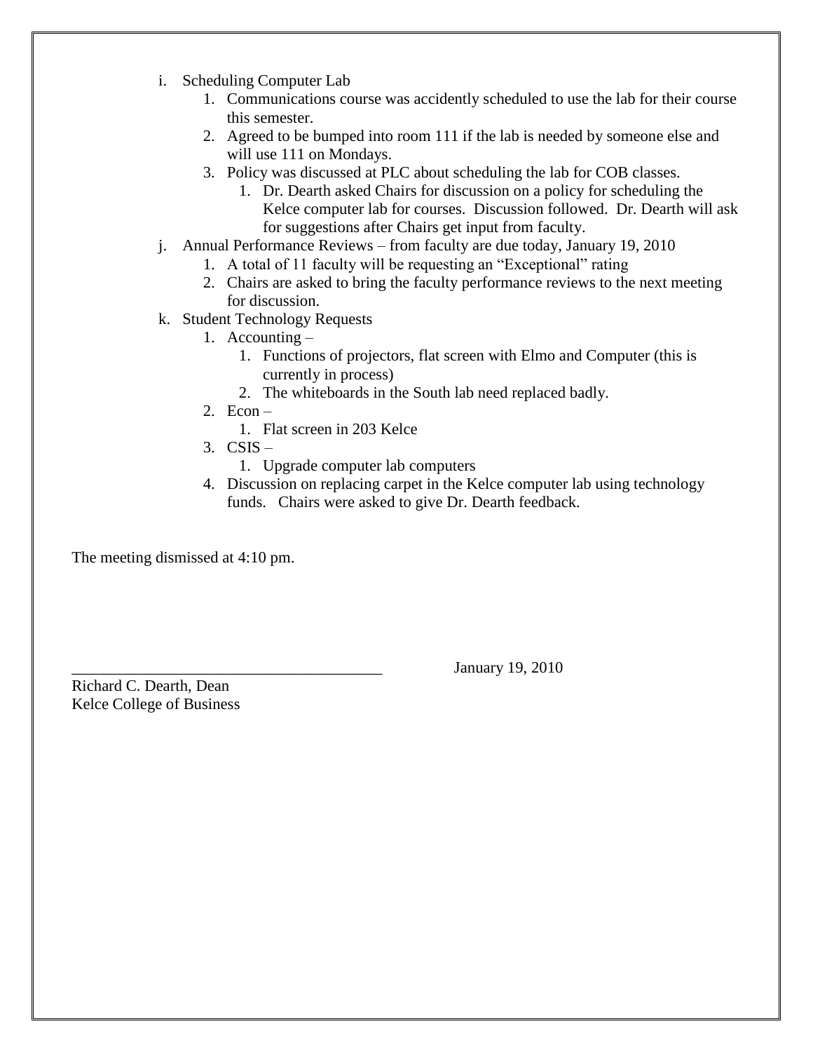i. Scheduling Computer Lab
    1. Communications course was accidently scheduled to use the lab for their course this semester.
    2. Agreed to be bumped into room 111 if the lab is needed by someone else and will use 111 on Mondays.
    3. Policy was discussed at PLC about scheduling the lab for COB classes.
        1. Dr. Dearth asked Chairs for discussion on a policy for scheduling the Kelce computer lab for courses. Discussion followed. Dr. Dearth will ask for suggestions after Chairs get input from faculty.

j. Annual Performance Reviews – from faculty are due today, January 19, 2010
    1. A total of 11 faculty will be requesting an "Exceptional" rating
    2. Chairs are asked to bring the faculty performance reviews to the next meeting for discussion.

k. Student Technology Requests
    1. Accounting –
        1. Functions of projectors, flat screen with Elmo and Computer (this is currently in process)
        2. The whiteboards in the South lab need replaced badly.
    2. Econ –
        1. Flat screen in 203 Kelce
    3. CSIS –
        1. Upgrade computer lab computers
    4. Discussion on replacing carpet in the Kelce computer lab using technology funds. Chairs were asked to give Dr. Dearth feedback.

The meeting dismissed at 4:10 pm.

_______________________________________ January 19, 2010

Richard C. Dearth, Dean
Kelce College of Business